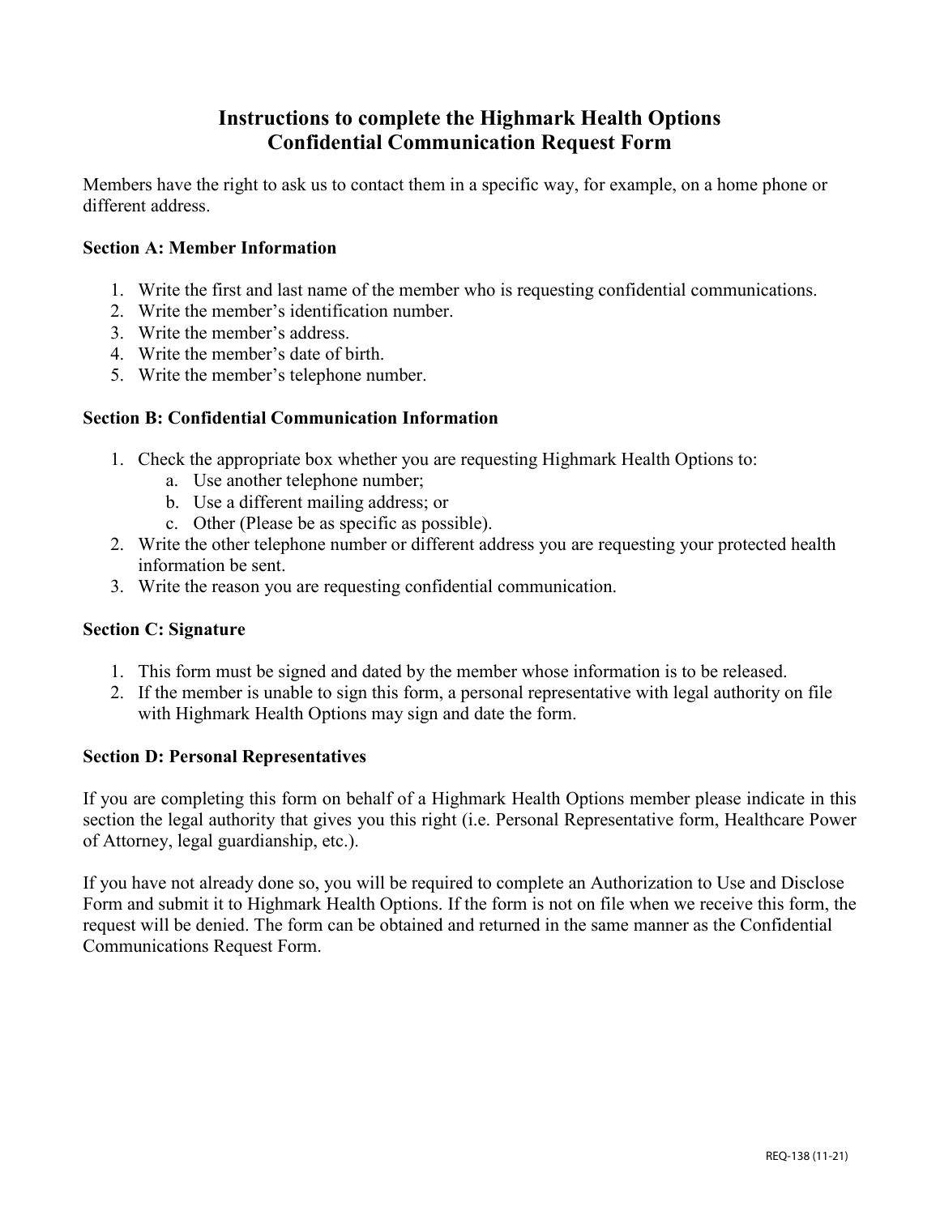# Instructions to complete the Highmark Health Options Confidential Communication Request Form

Members have the right to ask us to contact them in a specific way, for example, on a home phone or different address.

### Section A: Member Information

1. Write the first and last name of the member who is requesting confidential communications.
2. Write the member's identification number.
3. Write the member's address.
4. Write the member's date of birth.
5. Write the member's telephone number.

### Section B: Confidential Communication Information

1. Check the appropriate box whether you are requesting Highmark Health Options to:
   a. Use another telephone number;
   b. Use a different mailing address; or
   c. Other (Please be as specific as possible).
2. Write the other telephone number or different address you are requesting your protected health information be sent.
3. Write the reason you are requesting confidential communication.

### Section C: Signature

1. This form must be signed and dated by the member whose information is to be released.
2. If the member is unable to sign this form, a personal representative with legal authority on file with Highmark Health Options may sign and date the form.

### Section D: Personal Representatives

If you are completing this form on behalf of a Highmark Health Options member please indicate in this section the legal authority that gives you this right (i.e. Personal Representative form, Healthcare Power of Attorney, legal guardianship, etc.).

If you have not already done so, you will be required to complete an Authorization to Use and Disclose Form and submit it to Highmark Health Options. If the form is not on file when we receive this form, the request will be denied. The form can be obtained and returned in the same manner as the Confidential Communications Request Form.

REQ-138 (11-21)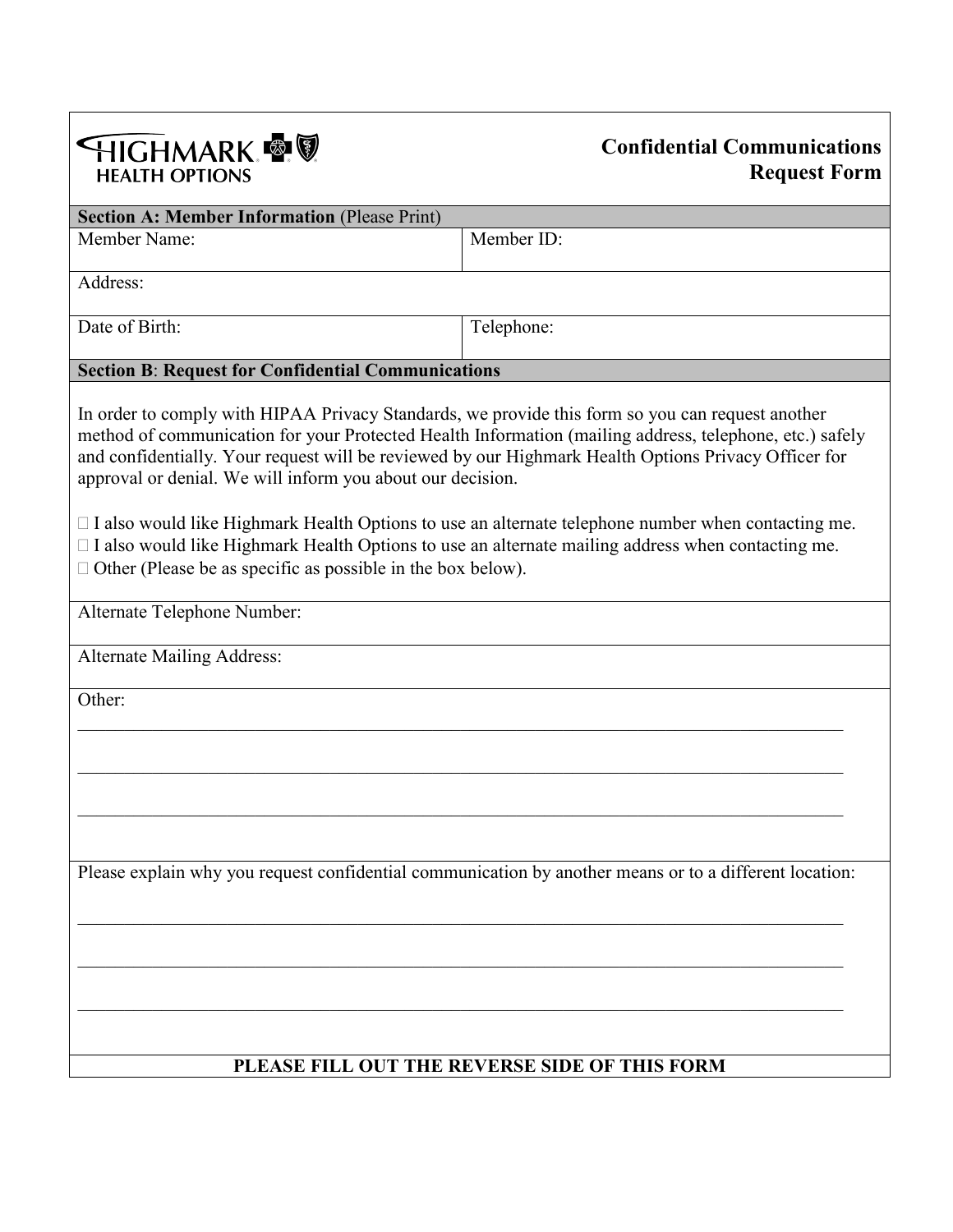HIGHMARK HEALTH OPTIONS

# Confidential Communications Request Form

**Section A: Member Information** (Please Print)

| Member Name: | Member ID: |
| --- | --- |
| Address: | |
| Date of Birth: | Telephone: |

**Section B**: **Request for Confidential Communications**

In order to comply with HIPAA Privacy Standards, we provide this form so you can request another method of communication for your Protected Health Information (mailing address, telephone, etc.) safely and confidentially. Your request will be reviewed by our Highmark Health Options Privacy Officer for approval or denial. We will inform you about our decision.

☐ I also would like Highmark Health Options to use an alternate telephone number when contacting me.
☐ I also would like Highmark Health Options to use an alternate mailing address when contacting me.
☐ Other (Please be as specific as possible in the box below).

Alternate Telephone Number:

Alternate Mailing Address:

Other:

______________________________________________________________________________

______________________________________________________________________________

______________________________________________________________________________

Please explain why you request confidential communication by another means or to a different location:

______________________________________________________________________________

______________________________________________________________________________

______________________________________________________________________________

**PLEASE FILL OUT THE REVERSE SIDE OF THIS FORM**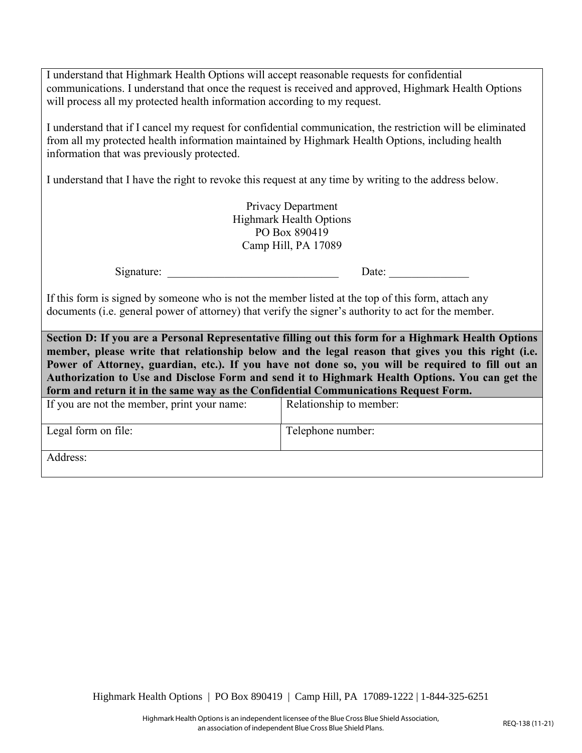I understand that Highmark Health Options will accept reasonable requests for confidential communications. I understand that once the request is received and approved, Highmark Health Options will process all my protected health information according to my request.

I understand that if I cancel my request for confidential communication, the restriction will be eliminated from all my protected health information maintained by Highmark Health Options, including health information that was previously protected.

I understand that I have the right to revoke this request at any time by writing to the address below.

Privacy Department
Highmark Health Options
PO Box 890419
Camp Hill, PA 17089

Signature: ______________________________ Date: ______________

If this form is signed by someone who is not the member listed at the top of this form, attach any documents (i.e. general power of attorney) that verify the signer's authority to act for the member.

**Section D: If you are a Personal Representative filling out this form for a Highmark Health Options member, please write that relationship below and the legal reason that gives you this right (i.e. Power of Attorney, guardian, etc.). If you have not done so, you will be required to fill out an Authorization to Use and Disclose Form and send it to Highmark Health Options. You can get the form and return it in the same way as the Confidential Communications Request Form.**

| If you are not the member, print your name: | Relationship to member: |
|---|---|
| Legal form on file: | Telephone number: |
| Address: | |

Highmark Health Options | PO Box 890419 | Camp Hill, PA 17089-1222 | 1-844-325-6251

Highmark Health Options is an independent licensee of the Blue Cross Blue Shield Association, an association of independent Blue Cross Blue Shield Plans.

REQ-138 (11-21)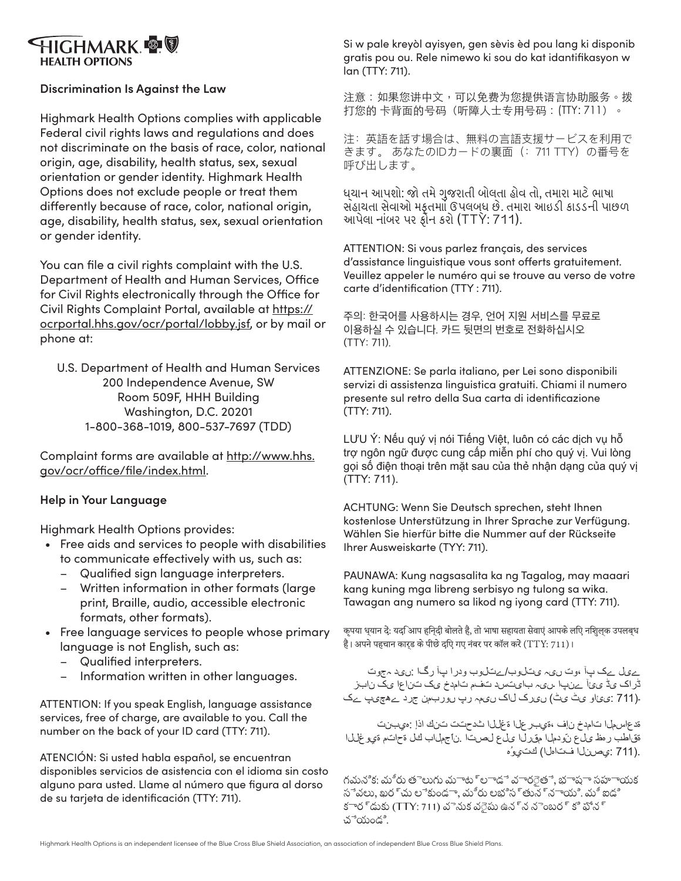HIGHMARK HEALTH OPTIONS

### Discrimination Is Against the Law

Highmark Health Options complies with applicable Federal civil rights laws and regulations and does not discriminate on the basis of race, color, national origin, age, disability, health status, sex, sexual orientation or gender identity. Highmark Health Options does not exclude people or treat them differently because of race, color, national origin, age, disability, health status, sex, sexual orientation or gender identity.

You can file a civil rights complaint with the U.S. Department of Health and Human Services, Office for Civil Rights electronically through the Office for Civil Rights Complaint Portal, available at https://ocrportal.hhs.gov/ocr/portal/lobby.jsf, or by mail or phone at:

U.S. Department of Health and Human Services
200 Independence Avenue, SW
Room 509F, HHH Building
Washington, D.C. 20201
1-800-368-1019, 800-537-7697 (TDD)

Complaint forms are available at http://www.hhs.gov/ocr/office/file/index.html.

### Help in Your Language

Highmark Health Options provides:

- Free aids and services to people with disabilities to communicate effectively with us, such as:
  - Qualified sign language interpreters.
  - Written information in other formats (large print, Braille, audio, accessible electronic formats, other formats).
- Free language services to people whose primary language is not English, such as:
  - Qualified interpreters.
  - Information written in other languages.

ATTENTION: If you speak English, language assistance services, free of charge, are available to you. Call the number on the back of your ID card (TTY: 711).

ATENCIÓN: Si usted habla español, se encuentran disponibles servicios de asistencia con el idioma sin costo alguno para usted. Llame al número que figura al dorso de su tarjeta de identificación (TTY: 711).

Si w pale kreyòl ayisyen, gen sèvis èd pou lang ki disponib gratis pou ou. Rele nimewo ki sou do kat idantifikasyon w lan (TTY: 711).

注意：如果您讲中文，可以免费为您提供语言协助服务。拨打您的 卡背面的号码（听障人士专用号码：(TTY: 711）。

注：英語を話す場合は、無料の言語支援サービスを利用できます。 あなたのIDカードの裏面（: 711 TTY）の番号を呼び出します。

ધ્યાન આપશો: જો તમે ગુજરાતી બોલતા હોવ તો, તમારા માટે ભાષા સહાયતા સેવાઓ મફતમાં ઉપલબ્ધ છે. તમારા આઇડી કાડ઼ની પાછળ આપેલા નંબર પર ફોન કરો (TTY: 711).

ATTENTION: Si vous parlez français, des services d'assistance linguistique vous sont offerts gratuitement. Veuillez appeler le numéro qui se trouve au verso de votre carte d'identification (TTY : 711).

주의: 한국어를 사용하시는 경우, 언어 지원 서비스를 무료로 이용하실 수 있습니다. 카드 뒷면의 번호로 전화하십시오 (TTY: 711).

ATTENZIONE: Se parla italiano, per Lei sono disponibili servizi di assistenza linguistica gratuiti. Chiami il numero presente sul retro della Sua carta di identificazione (TTY: 711).

LƯU Ý: Nếu quý vị nói Tiếng Việt, luôn có các dịch vụ hỗ trợ ngôn ngữ được cung cấp miễn phí cho quý vị. Vui lòng gọi số điện thoại trên mặt sau của thẻ nhận dạng của quý vị (TTY: 711).

ACHTUNG: Wenn Sie Deutsch sprechen, steht Ihnen kostenlose Unterstützung in Ihrer Sprache zur Verfügung. Wählen Sie hierfür bitte die Nummer auf der Rückseite Ihrer Ausweiskarte (TYY: 711).

PAUNAWA: Kung nagsasalita ka ng Tagalog, may maaari kang kuning mga libreng serbisyo ng tulong sa wika. Tawagan ang numero sa likod ng iyong card (TTY: 711).

कृपया ध्यान दें: यदि आप हिन्दी बोलते है, तो भाषा सहायता सेवाएं आपके लिए निशुल्क उपलब्ध है। अपने पहचान कार्ड के पीछे दिए गए नंबर पर कॉल करें (TTY: 711)।

توجہ دیں: اگر آپ اردو بولتے/بولتی ہیں تو، آپ کے لیے زبان کی اعانت کی خدمات مفت دستیاب ہیں۔ اپنے آئی ڈی کارڈ کے پیچھے درج نمبر پر کال کریں (ٹی ٹی وائی: 711).

تنبيه: إذا كنت تتحدث اللغة العربية، فإن خدمات المساعدة اللغوية متاحة لك بالمجان. اتصل على الرقم المدوّن على ظهر بطاقة هويتك (الهاتف النصي: 711).

గమనిక: మీరు తెలుగు మాట్లాడే వారైతే, భాషా సహాయక సేవలు, ఖర్చు లేకుండా, మీరు లభిస్తున్నాయి. మీ ఐడి కార్డుకు (TTY: 711) వెనుక వైపు ఉన్న నంబర్ కి ఫోన్ చేయండి.

Highmark Health Options is an independent licensee of the Blue Cross Blue Shield Association, an association of independent Blue Cross Blue Shield Plans.